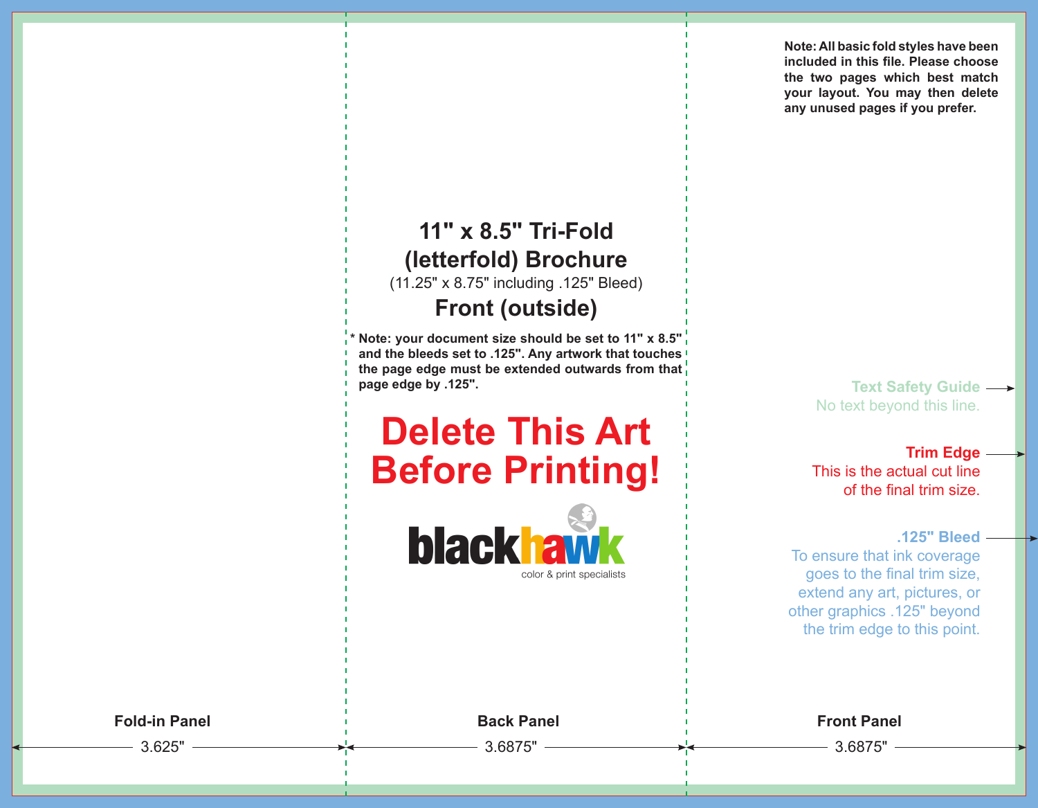Note: All basic fold styles have been included in this file. Please choose the two pages which best match your layout. You may then delete any unused pages if you prefer.

# 11" x 8.5" Tri-Fold (letterfold) Brochure

(11.25" x 8.75" including .125" Bleed)

## Front (outside)

**\* Note: your document size should be set to 11" x 8.5" and the bleeds set to .125". Any artwork that touches the page edge must be extended outwards from that page edge by .125".**

# Delete This Art Before Printing!

blackhawk
color & print specialists

**Text Safety Guide**
No text beyond this line.

**Trim Edge**
This is the actual cut line of the final trim size.

**.125" Bleed**
To ensure that ink coverage goes to the final trim size, extend any art, pictures, or other graphics .125" beyond the trim edge to this point.

| Fold-in Panel | Back Panel | Front Panel |
|---|---|---|
| 3.625" | 3.6875" | 3.6875" |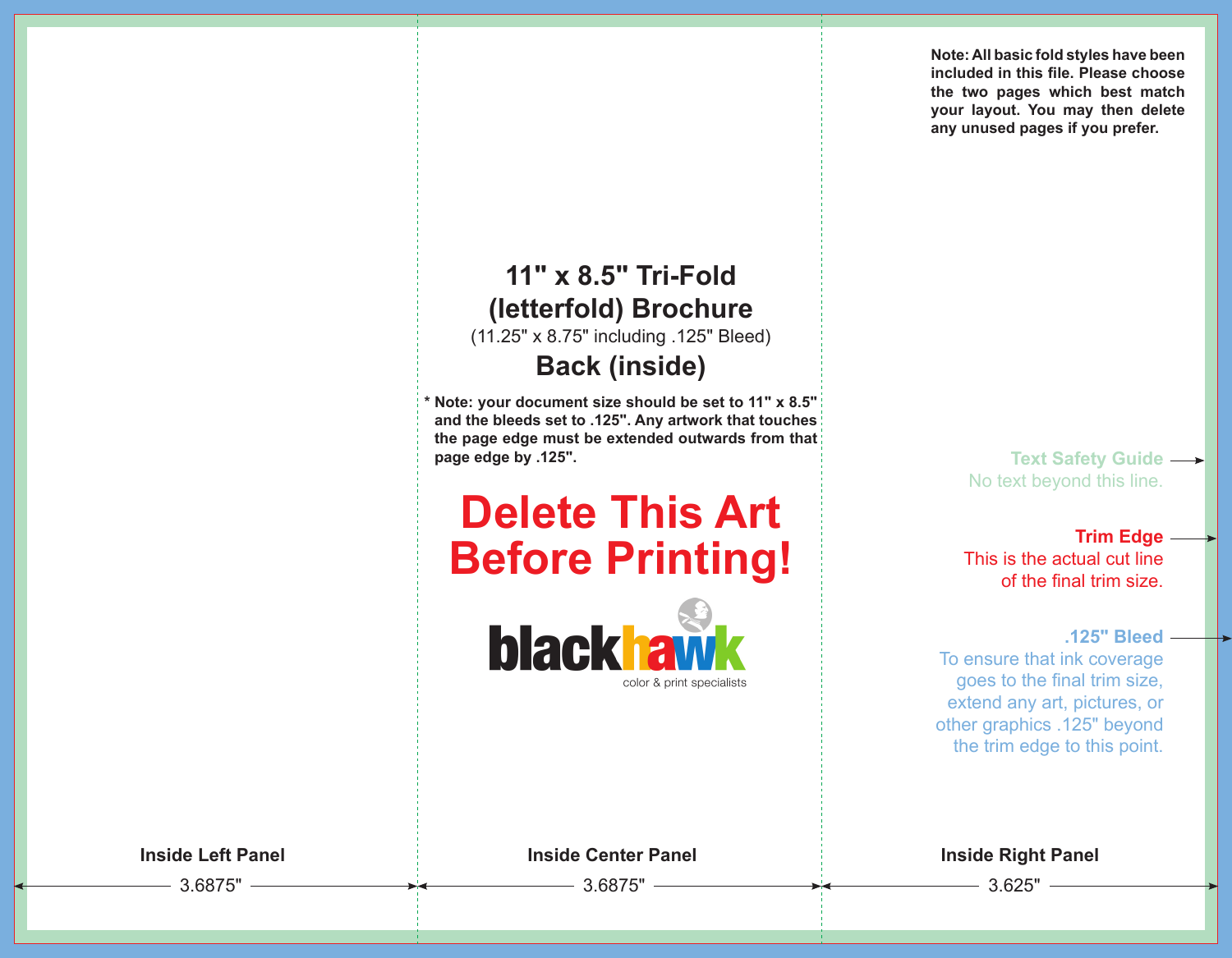Note: All basic fold styles have been included in this file. Please choose the two pages which best match your layout. You may then delete any unused pages if you prefer.

# 11" x 8.5" Tri-Fold (letterfold) Brochure

(11.25" x 8.75" including .125" Bleed)

## Back (inside)

* **Note: your document size should be set to 11" x 8.5" and the bleeds set to .125". Any artwork that touches the page edge must be extended outwards from that page edge by .125".**

# Delete This Art Before Printing!

blackhawk

color & print specialists

**Text Safety Guide**
No text beyond this line.

**Trim Edge**
This is the actual cut line of the final trim size.

**.125" Bleed**
To ensure that ink coverage goes to the final trim size, extend any art, pictures, or other graphics .125" beyond the trim edge to this point.

**Inside Left Panel**
3.6875"

**Inside Center Panel**
3.6875"

**Inside Right Panel**
3.625"